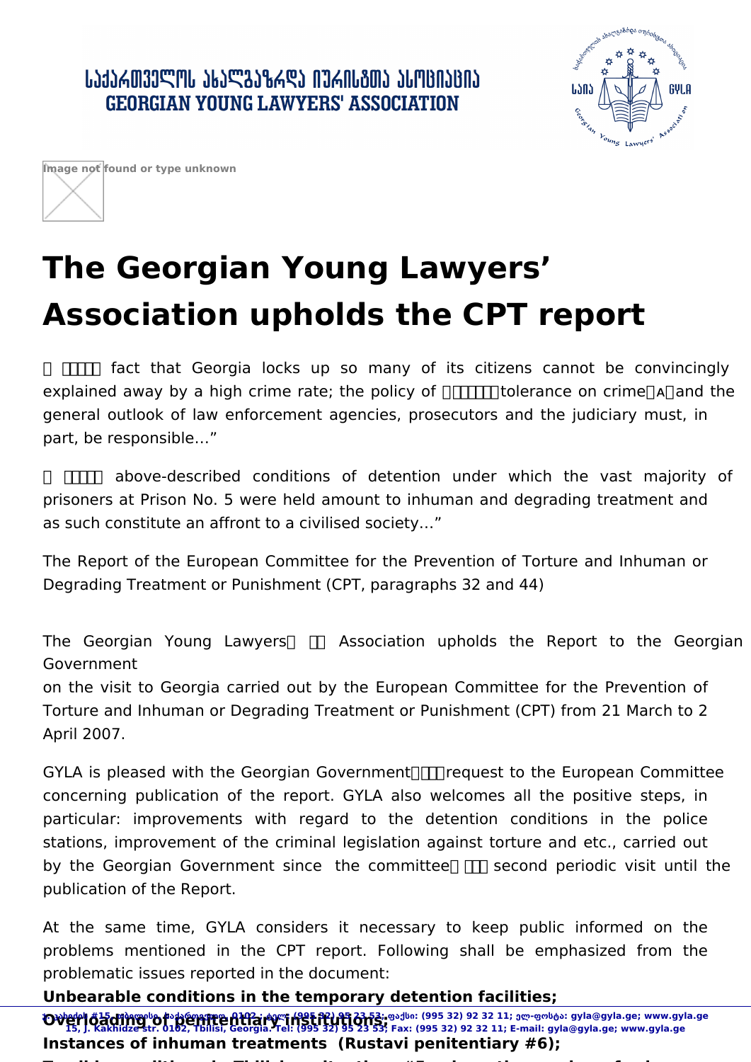საქართველოს ახალგაზრდა იურისტთა ასოციაცია
GEORGIAN YOUNG LAWYERS' ASSOCIATION

# The Georgian Young Lawyers' Association upholds the CPT report

 fact that Georgia locks up so many of its citizens cannot be convincingly explained away by a high crime rate; the policy of tolerance on crimeand the general outlook of law enforcement agencies, prosecutors and the judiciary must, in part, be responsible…"

 above-described conditions of detention under which the vast majority of prisoners at Prison No. 5 were held amount to inhuman and degrading treatment and as such constitute an affront to a civilised society…"

The Report of the European Committee for the Prevention of Torture and Inhuman or Degrading Treatment or Punishment (CPT, paragraphs 32 and 44)

The Georgian Young Lawyers Association upholds the Report to the Georgian Government on the visit to Georgia carried out by the European Committee for the Prevention of Torture and Inhuman or Degrading Treatment or Punishment (CPT) from 21 March to 2 April 2007.

GYLA is pleased with the Georgian Governmentrequest to the European Committee concerning publication of the report. GYLA also welcomes all the positive steps, in particular: improvements with regard to the detention conditions in the police stations, improvement of the criminal legislation against torture and etc., carried out by the Georgian Government since the committee second periodic visit until the publication of the Report.

At the same time, GYLA considers it necessary to keep public informed on the problems mentioned in the CPT report. Following shall be emphasized from the problematic issues reported in the document:

**Unbearable conditions in the temporary detention facilities;**

**Overloading of penitentiary institutions;**

**Instances of inhuman treatments (Rustavi penitentiary #6);**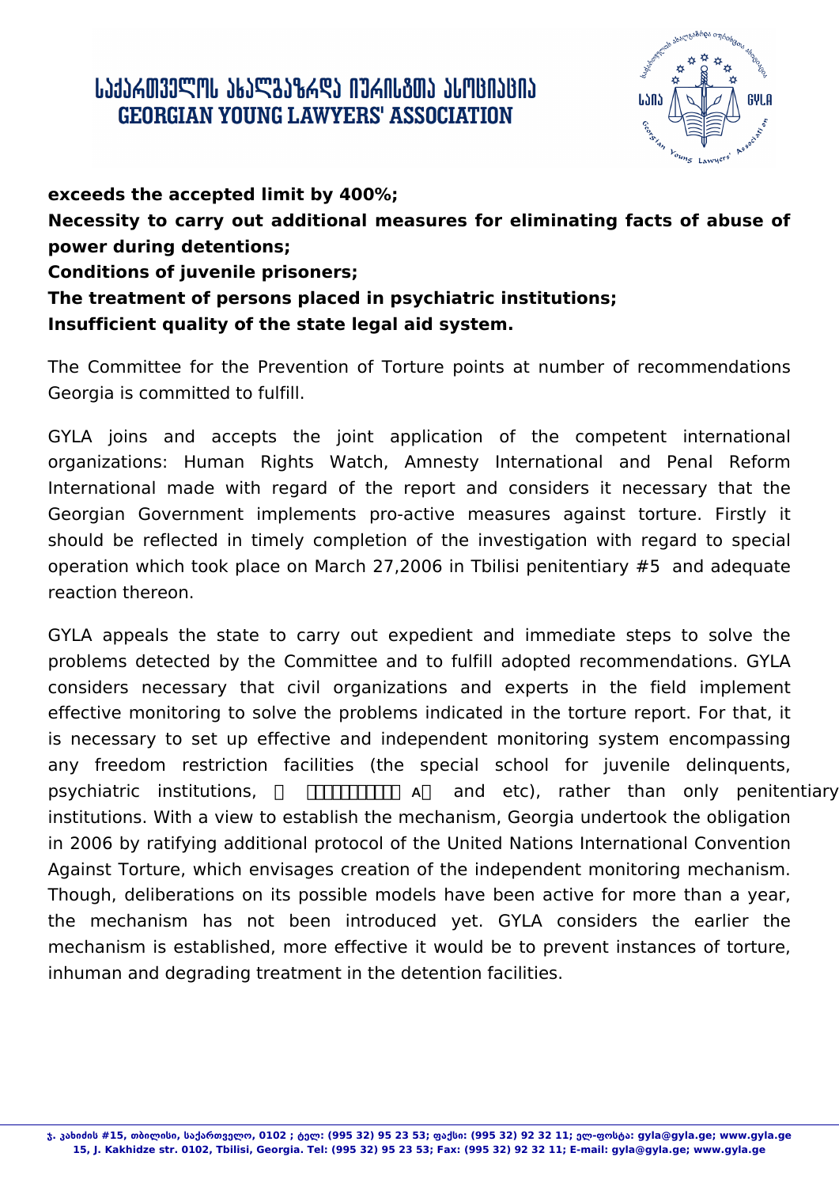**exceeds the accepted limit by 400%;**

**Necessity to carry out additional measures for eliminating facts of abuse of power during detentions;**

**Conditions of juvenile prisoners;**

**The treatment of persons placed in psychiatric institutions;**

**Insufficient quality of the state legal aid system.**

The Committee for the Prevention of Torture points at number of recommendations Georgia is committed to fulfill.

GYLA joins and accepts the joint application of the competent international organizations: Human Rights Watch, Amnesty International and Penal Reform International made with regard of the report and considers it necessary that the Georgian Government implements pro-active measures against torture. Firstly it should be reflected in timely completion of the investigation with regard to special operation which took place on March 27,2006 in Tbilisi penitentiary #5 and adequate reaction thereon.

GYLA appeals the state to carry out expedient and immediate steps to solve the problems detected by the Committee and to fulfill adopted recommendations. GYLA considers necessary that civil organizations and experts in the field implement effective monitoring to solve the problems indicated in the torture report. For that, it is necessary to set up effective and independent monitoring system encompassing any freedom restriction facilities (the special school for juvenile delinquents, psychiatric institutions, and etc), rather than only penitentiary institutions. With a view to establish the mechanism, Georgia undertook the obligation in 2006 by ratifying additional protocol of the United Nations International Convention Against Torture, which envisages creation of the independent monitoring mechanism. Though, deliberations on its possible models have been active for more than a year, the mechanism has not been introduced yet. GYLA considers the earlier the mechanism is established, more effective it would be to prevent instances of torture, inhuman and degrading treatment in the detention facilities.